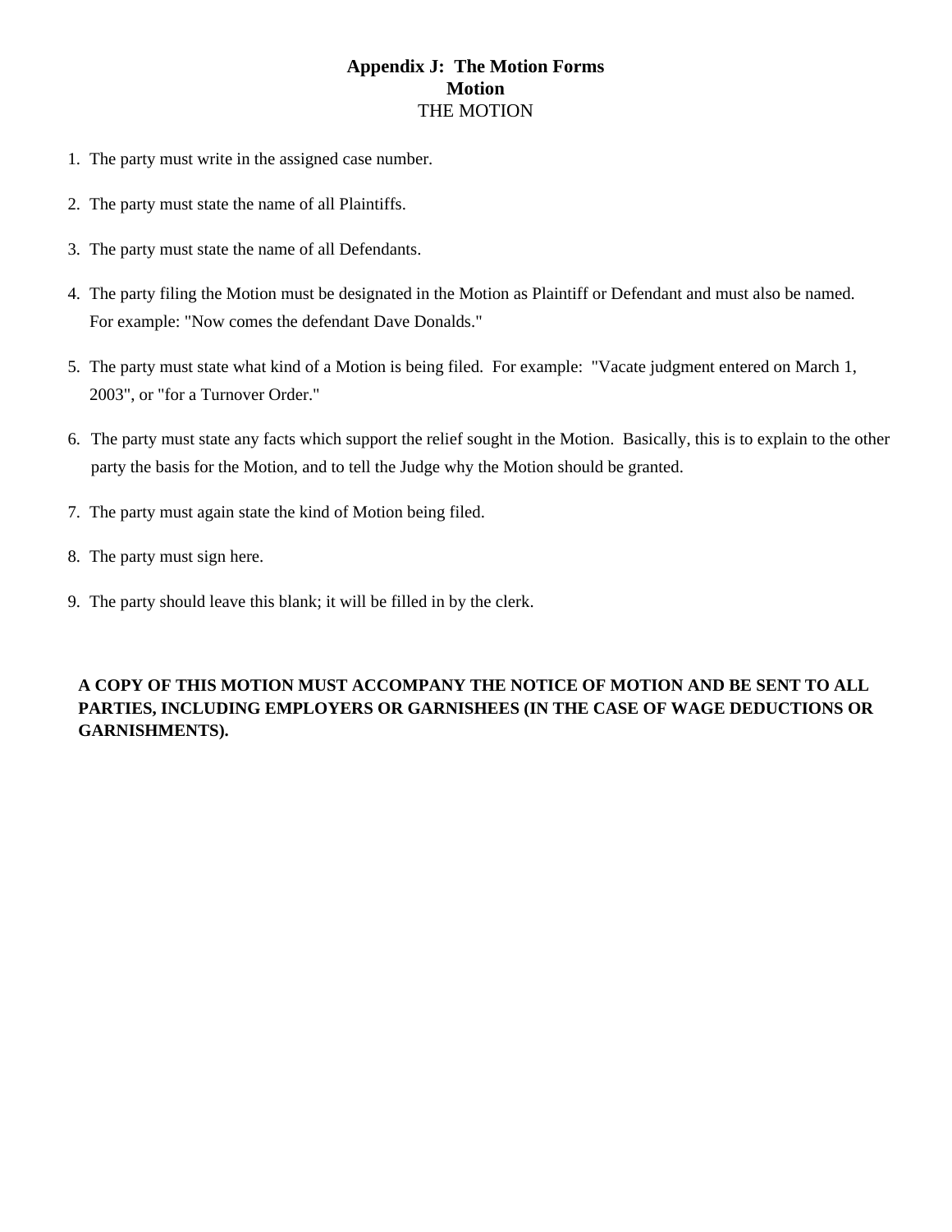# Appendix J: The Motion Forms

## Motion

THE MOTION

1. The party must write in the assigned case number.

2. The party must state the name of all Plaintiffs.

3. The party must state the name of all Defendants.

4. The party filing the Motion must be designated in the Motion as Plaintiff or Defendant and must also be named. For example: "Now comes the defendant Dave Donalds."

5. The party must state what kind of a Motion is being filed. For example: "Vacate judgment entered on March 1, 2003", or "for a Turnover Order."

6. The party must state any facts which support the relief sought in the Motion. Basically, this is to explain to the other party the basis for the Motion, and to tell the Judge why the Motion should be granted.

7. The party must again state the kind of Motion being filed.

8. The party must sign here.

9. The party should leave this blank; it will be filled in by the clerk.

**A COPY OF THIS MOTION MUST ACCOMPANY THE NOTICE OF MOTION AND BE SENT TO ALL PARTIES, INCLUDING EMPLOYERS OR GARNISHEES (IN THE CASE OF WAGE DEDUCTIONS OR GARNISHMENTS).**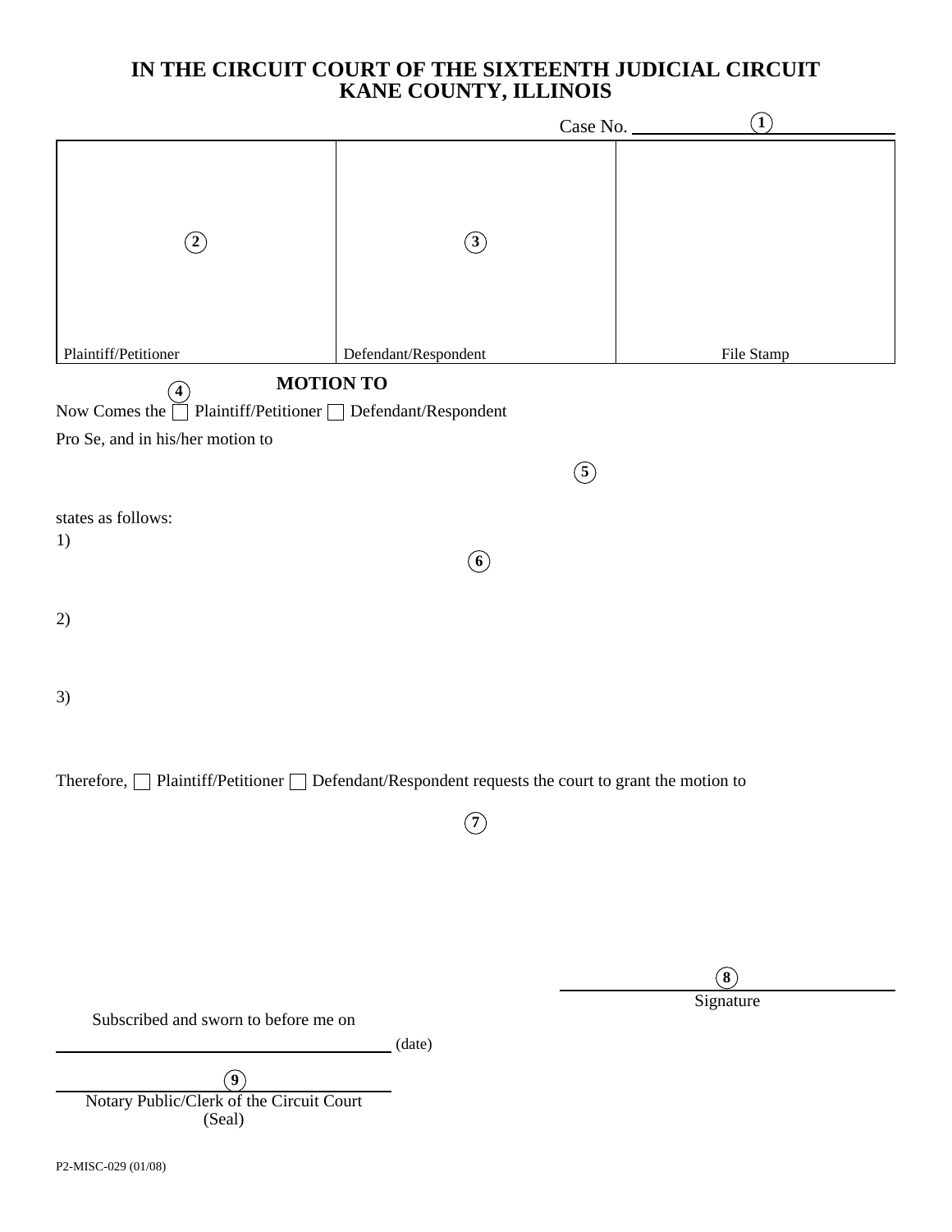# IN THE CIRCUIT COURT OF THE SIXTEENTH JUDICIAL CIRCUIT
# KANE COUNTY, ILLINOIS

Case No. ______ 1 ______

| | | |
|---|---|---|
| 2 | 3 | |
| Plaintiff/Petitioner | Defendant/Respondent | File Stamp |

**MOTION TO**

4

Now Comes the ☐ Plaintiff/Petitioner ☐ Defendant/Respondent

Pro Se, and in his/her motion to

5

states as follows:

1)

6

2)

3)

Therefore, ☐ Plaintiff/Petitioner ☐ Defendant/Respondent requests the court to grant the motion to

7

8

______________________
Signature

Subscribed and sworn to before me on

______________________ (date)

9

______________________
Notary Public/Clerk of the Circuit Court
(Seal)

P2-MISC-029 (01/08)